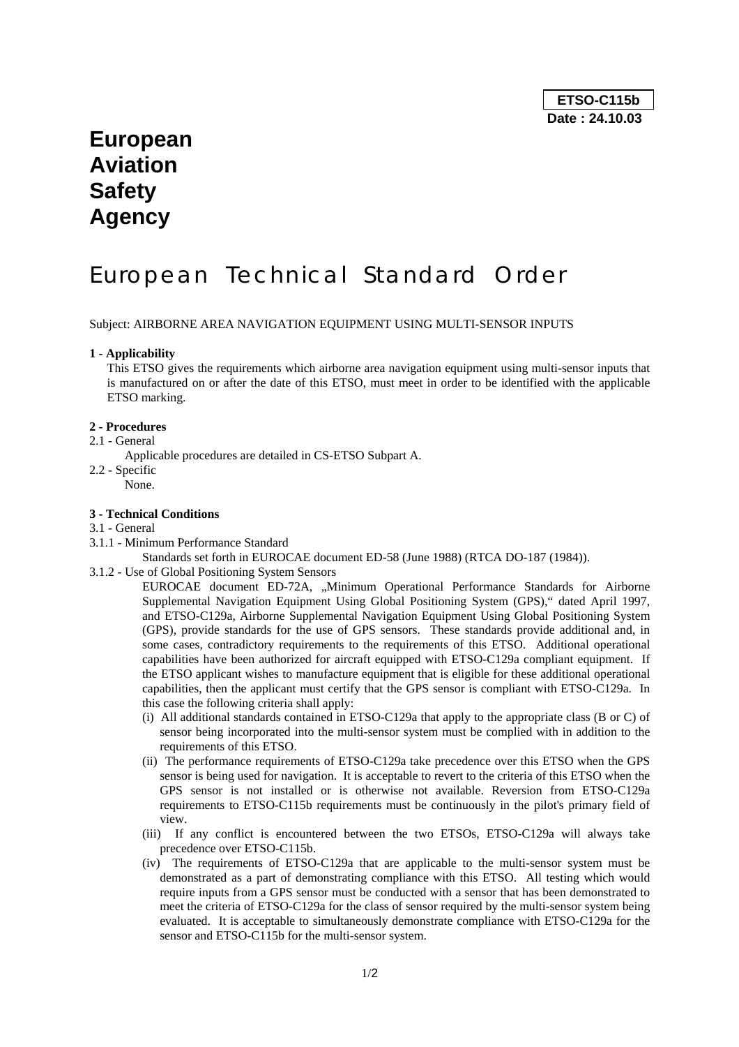**ETSO-C115b**
**Date : 24.10.03**

# European Aviation Safety Agency

# European Technical Standard Order

Subject: AIRBORNE AREA NAVIGATION EQUIPMENT USING MULTI-SENSOR INPUTS

**1 - Applicability**

This ETSO gives the requirements which airborne area navigation equipment using multi-sensor inputs that is manufactured on or after the date of this ETSO, must meet in order to be identified with the applicable ETSO marking.

**2 - Procedures**

2.1 - General

Applicable procedures are detailed in CS-ETSO Subpart A.

2.2 - Specific

None.

**3 - Technical Conditions**

3.1 - General

3.1.1 - Minimum Performance Standard

Standards set forth in EUROCAE document ED-58 (June 1988) (RTCA DO-187 (1984)).

3.1.2 - Use of Global Positioning System Sensors

EUROCAE document ED-72A, „Minimum Operational Performance Standards for Airborne Supplemental Navigation Equipment Using Global Positioning System (GPS)," dated April 1997, and ETSO-C129a, Airborne Supplemental Navigation Equipment Using Global Positioning System (GPS), provide standards for the use of GPS sensors. These standards provide additional and, in some cases, contradictory requirements to the requirements of this ETSO. Additional operational capabilities have been authorized for aircraft equipped with ETSO-C129a compliant equipment. If the ETSO applicant wishes to manufacture equipment that is eligible for these additional operational capabilities, then the applicant must certify that the GPS sensor is compliant with ETSO-C129a. In this case the following criteria shall apply:

(i) All additional standards contained in ETSO-C129a that apply to the appropriate class (B or C) of sensor being incorporated into the multi-sensor system must be complied with in addition to the requirements of this ETSO.

(ii) The performance requirements of ETSO-C129a take precedence over this ETSO when the GPS sensor is being used for navigation. It is acceptable to revert to the criteria of this ETSO when the GPS sensor is not installed or is otherwise not available. Reversion from ETSO-C129a requirements to ETSO-C115b requirements must be continuously in the pilot's primary field of view.

(iii) If any conflict is encountered between the two ETSOs, ETSO-C129a will always take precedence over ETSO-C115b.

(iv) The requirements of ETSO-C129a that are applicable to the multi-sensor system must be demonstrated as a part of demonstrating compliance with this ETSO. All testing which would require inputs from a GPS sensor must be conducted with a sensor that has been demonstrated to meet the criteria of ETSO-C129a for the class of sensor required by the multi-sensor system being evaluated. It is acceptable to simultaneously demonstrate compliance with ETSO-C129a for the sensor and ETSO-C115b for the multi-sensor system.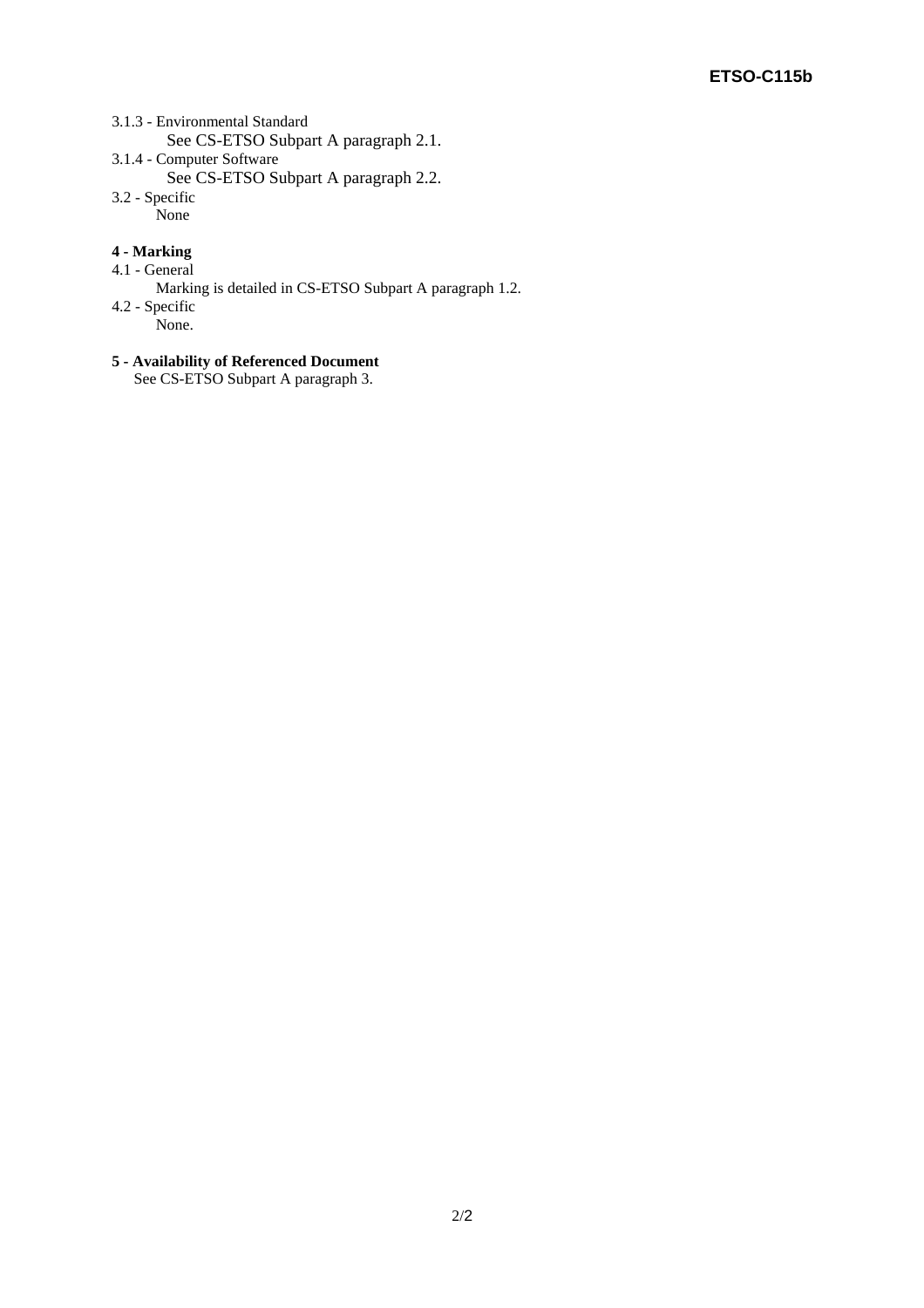3.1.3 - Environmental Standard

See CS-ETSO Subpart A paragraph 2.1.

3.1.4 - Computer Software

See CS-ETSO Subpart A paragraph 2.2.

3.2 - Specific

None

## 4 - Marking

4.1 - General

Marking is detailed in CS-ETSO Subpart A paragraph 1.2.

4.2 - Specific

None.

## 5 - Availability of Referenced Document

See CS-ETSO Subpart A paragraph 3.